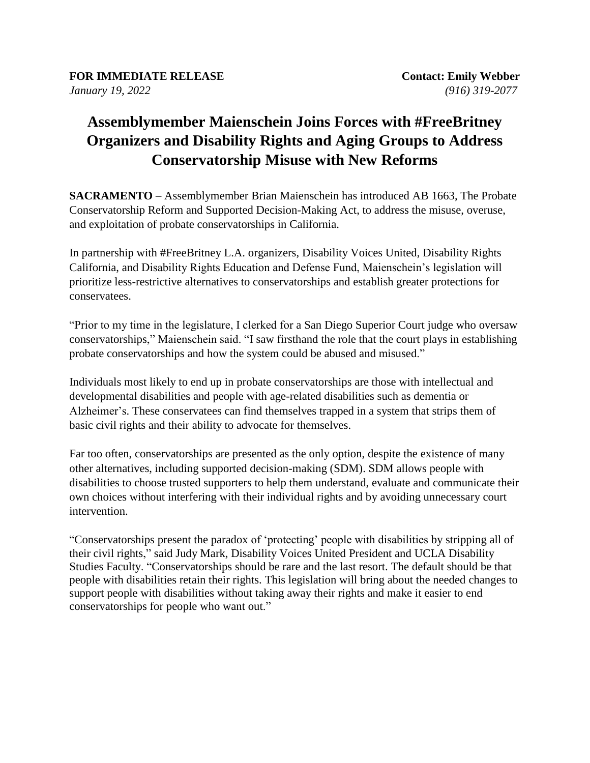**FOR IMMEDIATE RELEASE** **Contact: Emily Webber**
*January 19, 2022* *(916) 319-2077*

# Assemblymember Maienschein Joins Forces with #FreeBritney Organizers and Disability Rights and Aging Groups to Address Conservatorship Misuse with New Reforms

**SACRAMENTO** – Assemblymember Brian Maienschein has introduced AB 1663, The Probate Conservatorship Reform and Supported Decision-Making Act, to address the misuse, overuse, and exploitation of probate conservatorships in California.

In partnership with #FreeBritney L.A. organizers, Disability Voices United, Disability Rights California, and Disability Rights Education and Defense Fund, Maienschein's legislation will prioritize less-restrictive alternatives to conservatorships and establish greater protections for conservatees.

"Prior to my time in the legislature, I clerked for a San Diego Superior Court judge who oversaw conservatorships," Maienschein said. "I saw firsthand the role that the court plays in establishing probate conservatorships and how the system could be abused and misused."

Individuals most likely to end up in probate conservatorships are those with intellectual and developmental disabilities and people with age-related disabilities such as dementia or Alzheimer's. These conservatees can find themselves trapped in a system that strips them of basic civil rights and their ability to advocate for themselves.

Far too often, conservatorships are presented as the only option, despite the existence of many other alternatives, including supported decision-making (SDM). SDM allows people with disabilities to choose trusted supporters to help them understand, evaluate and communicate their own choices without interfering with their individual rights and by avoiding unnecessary court intervention.

"Conservatorships present the paradox of 'protecting' people with disabilities by stripping all of their civil rights," said Judy Mark, Disability Voices United President and UCLA Disability Studies Faculty. "Conservatorships should be rare and the last resort. The default should be that people with disabilities retain their rights. This legislation will bring about the needed changes to support people with disabilities without taking away their rights and make it easier to end conservatorships for people who want out."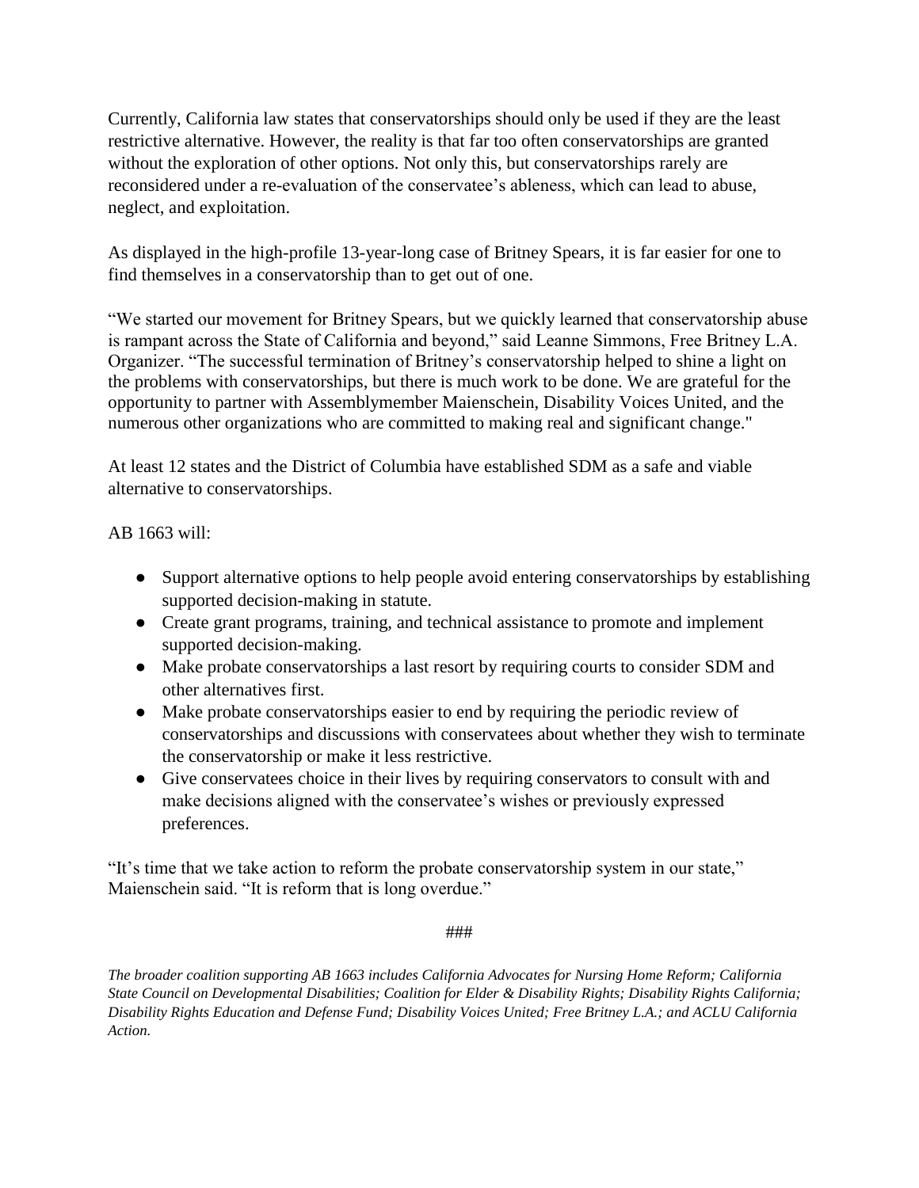Currently, California law states that conservatorships should only be used if they are the least restrictive alternative. However, the reality is that far too often conservatorships are granted without the exploration of other options. Not only this, but conservatorships rarely are reconsidered under a re-evaluation of the conservatee's ableness, which can lead to abuse, neglect, and exploitation.

As displayed in the high-profile 13-year-long case of Britney Spears, it is far easier for one to find themselves in a conservatorship than to get out of one.

"We started our movement for Britney Spears, but we quickly learned that conservatorship abuse is rampant across the State of California and beyond," said Leanne Simmons, Free Britney L.A. Organizer. "The successful termination of Britney's conservatorship helped to shine a light on the problems with conservatorships, but there is much work to be done. We are grateful for the opportunity to partner with Assemblymember Maienschein, Disability Voices United, and the numerous other organizations who are committed to making real and significant change."

At least 12 states and the District of Columbia have established SDM as a safe and viable alternative to conservatorships.

AB 1663 will:

- Support alternative options to help people avoid entering conservatorships by establishing supported decision-making in statute.
- Create grant programs, training, and technical assistance to promote and implement supported decision-making.
- Make probate conservatorships a last resort by requiring courts to consider SDM and other alternatives first.
- Make probate conservatorships easier to end by requiring the periodic review of conservatorships and discussions with conservatees about whether they wish to terminate the conservatorship or make it less restrictive.
- Give conservatees choice in their lives by requiring conservators to consult with and make decisions aligned with the conservatee's wishes or previously expressed preferences.

"It's time that we take action to reform the probate conservatorship system in our state," Maienschein said. "It is reform that is long overdue."

###

*The broader coalition supporting AB 1663 includes California Advocates for Nursing Home Reform; California State Council on Developmental Disabilities; Coalition for Elder & Disability Rights; Disability Rights California; Disability Rights Education and Defense Fund; Disability Voices United; Free Britney L.A.; and ACLU California Action.*